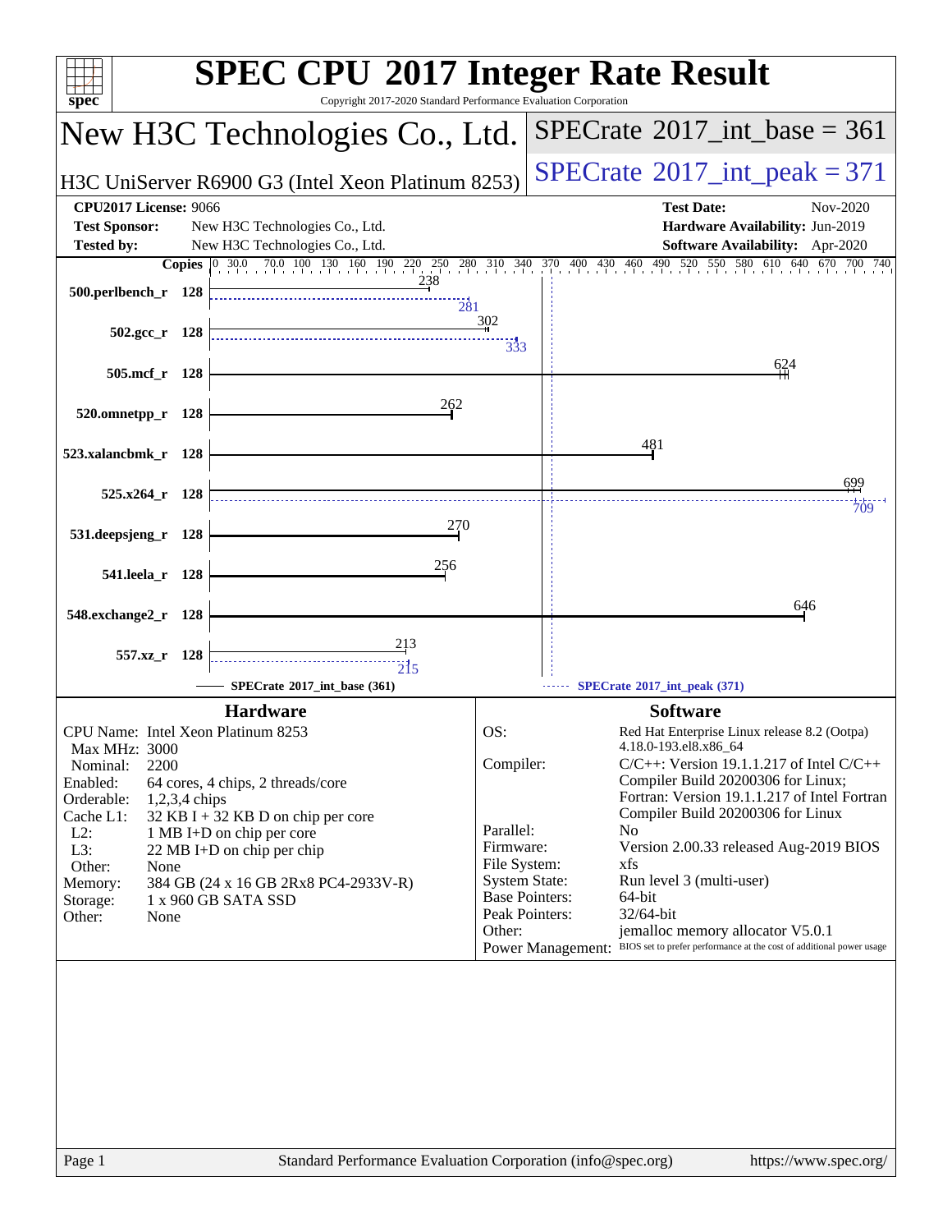# SPEC CPU 2017 Integer Rate Result

Copyright 2017-2020 Standard Performance Evaluation Corporation

## New H3C Technologies Co., Ltd.

H3C UniServer R6900 G3 (Intel Xeon Platinum 8253)

SPECrate 2017_int_base = 361

SPECrate 2017_int_peak = 371

**CPU2017 License:** 9066
**Test Sponsor:** New H3C Technologies Co., Ltd.
**Tested by:** New H3C Technologies Co., Ltd.

**Test Date:** Nov-2020
**Hardware Availability:** Jun-2019
**Software Availability:** Apr-2020

Copies 0 30.0 70.0 100 130 160 190 220 250 280 310 340 370 400 430 460 490 520 550 580 610 640 670 700 740

500.perlbench_r 128
238
281

502.gcc_r 128
302
333

505.mcf_r 128
624

520.omnetpp_r 128
262

523.xalancbmk_r 128
481

525.x264_r 128
699
709

531.deepsjeng_r 128
270

541.leela_r 128
256

548.exchange2_r 128
646

557.xz_r 128
213
215

SPECrate 2017_int_base (361)
SPECrate 2017_int_peak (371)

### Hardware

| | |
|---|---|
| CPU Name: | Intel Xeon Platinum 8253 |
| Max MHz: | 3000 |
| Nominal: | 2200 |
| Enabled: | 64 cores, 4 chips, 2 threads/core |
| Orderable: | 1,2,3,4 chips |
| Cache L1: | 32 KB I + 32 KB D on chip per core |
| L2: | 1 MB I+D on chip per core |
| L3: | 22 MB I+D on chip per chip |
| Other: | None |
| Memory: | 384 GB (24 x 16 GB 2Rx8 PC4-2933V-R) |
| Storage: | 1 x 960 GB SATA SSD |
| Other: | None |

### Software

| | |
|---|---|
| OS: | Red Hat Enterprise Linux release 8.2 (Ootpa) 4.18.0-193.el8.x86_64 |
| Compiler: | C/C++: Version 19.1.1.217 of Intel C/C++ Compiler Build 20200306 for Linux; Fortran: Version 19.1.1.217 of Intel Fortran Compiler Build 20200306 for Linux |
| Parallel: | No |
| Firmware: | Version 2.00.33 released Aug-2019 BIOS |
| File System: | xfs |
| System State: | Run level 3 (multi-user) |
| Base Pointers: | 64-bit |
| Peak Pointers: | 32/64-bit |
| Other: | jemalloc memory allocator V5.0.1 |
| Power Management: | BIOS set to prefer performance at the cost of additional power usage |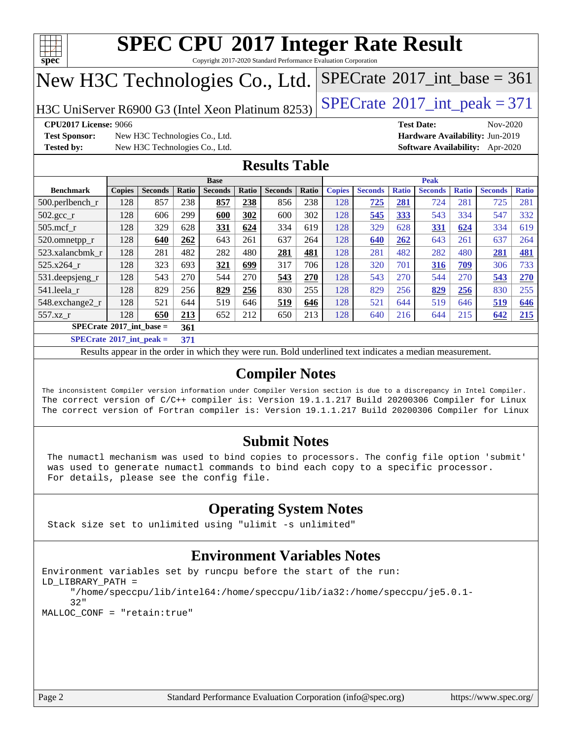# SPEC CPU 2017 Integer Rate Result

Copyright 2017-2020 Standard Performance Evaluation Corporation

## New H3C Technologies Co., Ltd.

H3C UniServer R6900 G3 (Intel Xeon Platinum 8253)

SPECrate 2017_int_base = 361

SPECrate 2017_int_peak = 371

**CPU2017 License:** 9066
**Test Sponsor:** New H3C Technologies Co., Ltd.
**Tested by:** New H3C Technologies Co., Ltd.
**Test Date:** Nov-2020
**Hardware Availability:** Jun-2019
**Software Availability:** Apr-2020

## Results Table

| Benchmark | Base | | | | | | | Peak | | | | | | |
|---|---|---|---|---|---|---|---|---|---|---|---|---|---|---|
| | Copies | Seconds | Ratio | Seconds | Ratio | Seconds | Ratio | Copies | Seconds | Ratio | Seconds | Ratio | Seconds | Ratio |
| 500.perlbench_r | 128 | 857 | 238 | **857** | **238** | 856 | 238 | 128 | **725** | **281** | 724 | 281 | 725 | 281 |
| 502.gcc_r | 128 | 606 | 299 | **600** | **302** | 600 | 302 | 128 | **545** | **333** | 543 | 334 | 547 | 332 |
| 505.mcf_r | 128 | 329 | 628 | **331** | **624** | 334 | 619 | 128 | 329 | 628 | **331** | **624** | 334 | 619 |
| 520.omnetpp_r | 128 | **640** | **262** | 643 | 261 | 637 | 264 | 128 | **640** | **262** | 643 | 261 | 637 | 264 |
| 523.xalancbmk_r | 128 | 281 | 482 | 282 | 480 | **281** | **481** | 128 | 281 | 482 | 282 | 480 | **281** | **481** |
| 525.x264_r | 128 | 323 | 693 | **321** | **699** | 317 | 706 | 128 | 320 | 701 | **316** | **709** | 306 | 733 |
| 531.deepsjeng_r | 128 | 543 | 270 | 544 | 270 | **543** | **270** | 128 | 543 | 270 | 544 | 270 | **543** | **270** |
| 541.leela_r | 128 | 829 | 256 | **829** | **256** | 830 | 255 | 128 | 829 | 256 | **829** | **256** | 830 | 255 |
| 548.exchange2_r | 128 | 521 | 644 | 519 | 646 | **519** | **646** | 128 | 521 | 644 | 519 | 646 | **519** | **646** |
| 557.xz_r | 128 | **650** | **213** | 652 | 212 | 650 | 213 | 128 | 640 | 216 | 644 | 215 | **642** | **215** |

**SPECrate 2017_int_base = 361**

**SPECrate 2017_int_peak = 371**

Results appear in the order in which they were run. Bold underlined text indicates a median measurement.

## Compiler Notes

```
The inconsistent Compiler version information under Compiler Version section is due to a discrepancy in Intel Compiler.
The correct version of C/C++ compiler is: Version 19.1.1.217 Build 20200306 Compiler for Linux
The correct version of Fortran compiler is: Version 19.1.1.217 Build 20200306 Compiler for Linux
```

## Submit Notes

```
The numactl mechanism was used to bind copies to processors. The config file option 'submit'
was used to generate numactl commands to bind each copy to a specific processor.
For details, please see the config file.
```

## Operating System Notes

```
Stack size set to unlimited using "ulimit -s unlimited"
```

## Environment Variables Notes

```
Environment variables set by runcpu before the start of the run:
LD_LIBRARY_PATH =
     "/home/speccpu/lib/intel64:/home/speccpu/lib/ia32:/home/speccpu/je5.0.1-
     32"
MALLOC_CONF = "retain:true"
```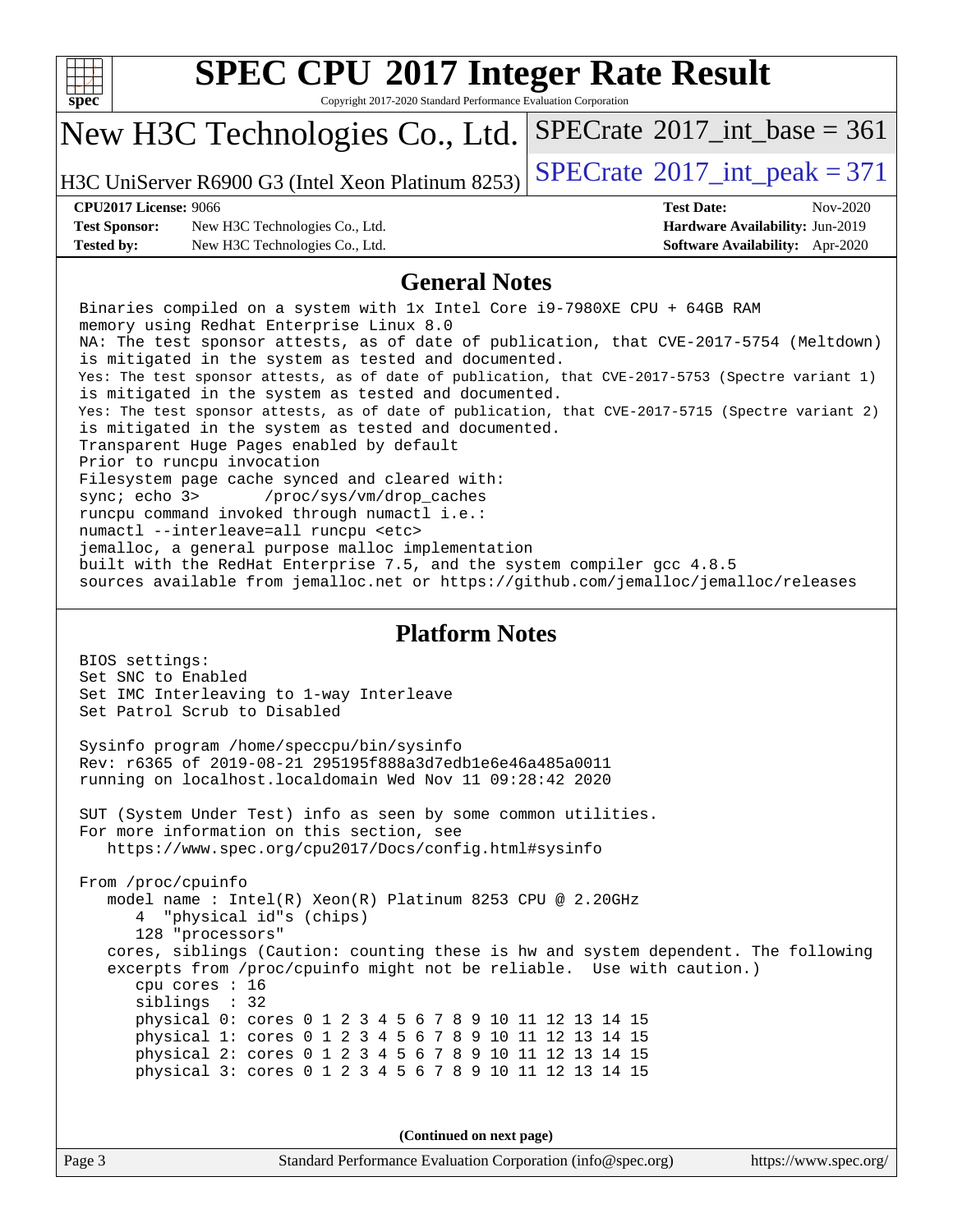# SPEC CPU 2017 Integer Rate Result

Copyright 2017-2020 Standard Performance Evaluation Corporation

## New H3C Technologies Co., Ltd.

H3C UniServer R6900 G3 (Intel Xeon Platinum 8253)

SPECrate 2017_int_base = 361

SPECrate 2017_int_peak = 371

**CPU2017 License:** 9066
**Test Sponsor:** New H3C Technologies Co., Ltd.
**Tested by:** New H3C Technologies Co., Ltd.

**Test Date:** Nov-2020
**Hardware Availability:** Jun-2019
**Software Availability:** Apr-2020

## General Notes

```
Binaries compiled on a system with 1x Intel Core i9-7980XE CPU + 64GB RAM
memory using Redhat Enterprise Linux 8.0
NA: The test sponsor attests, as of date of publication, that CVE-2017-5754 (Meltdown)
is mitigated in the system as tested and documented.
Yes: The test sponsor attests, as of date of publication, that CVE-2017-5753 (Spectre variant 1)
is mitigated in the system as tested and documented.
Yes: The test sponsor attests, as of date of publication, that CVE-2017-5715 (Spectre variant 2)
is mitigated in the system as tested and documented.
Transparent Huge Pages enabled by default
Prior to runcpu invocation
Filesystem page cache synced and cleared with:
sync; echo 3>       /proc/sys/vm/drop_caches
runcpu command invoked through numactl i.e.:
numactl --interleave=all runcpu <etc>
jemalloc, a general purpose malloc implementation
built with the RedHat Enterprise 7.5, and the system compiler gcc 4.8.5
sources available from jemalloc.net or https://github.com/jemalloc/jemalloc/releases
```

## Platform Notes

```
BIOS settings:
Set SNC to Enabled
Set IMC Interleaving to 1-way Interleave
Set Patrol Scrub to Disabled

Sysinfo program /home/speccpu/bin/sysinfo
Rev: r6365 of 2019-08-21 295195f888a3d7edb1e6e46a485a0011
running on localhost.localdomain Wed Nov 11 09:28:42 2020

SUT (System Under Test) info as seen by some common utilities.
For more information on this section, see
   https://www.spec.org/cpu2017/Docs/config.html#sysinfo

From /proc/cpuinfo
   model name : Intel(R) Xeon(R) Platinum 8253 CPU @ 2.20GHz
      4  "physical id"s (chips)
      128 "processors"
   cores, siblings (Caution: counting these is hw and system dependent. The following
   excerpts from /proc/cpuinfo might not be reliable.  Use with caution.)
      cpu cores : 16
      siblings  : 32
      physical 0: cores 0 1 2 3 4 5 6 7 8 9 10 11 12 13 14 15
      physical 1: cores 0 1 2 3 4 5 6 7 8 9 10 11 12 13 14 15
      physical 2: cores 0 1 2 3 4 5 6 7 8 9 10 11 12 13 14 15
      physical 3: cores 0 1 2 3 4 5 6 7 8 9 10 11 12 13 14 15
```

**(Continued on next page)**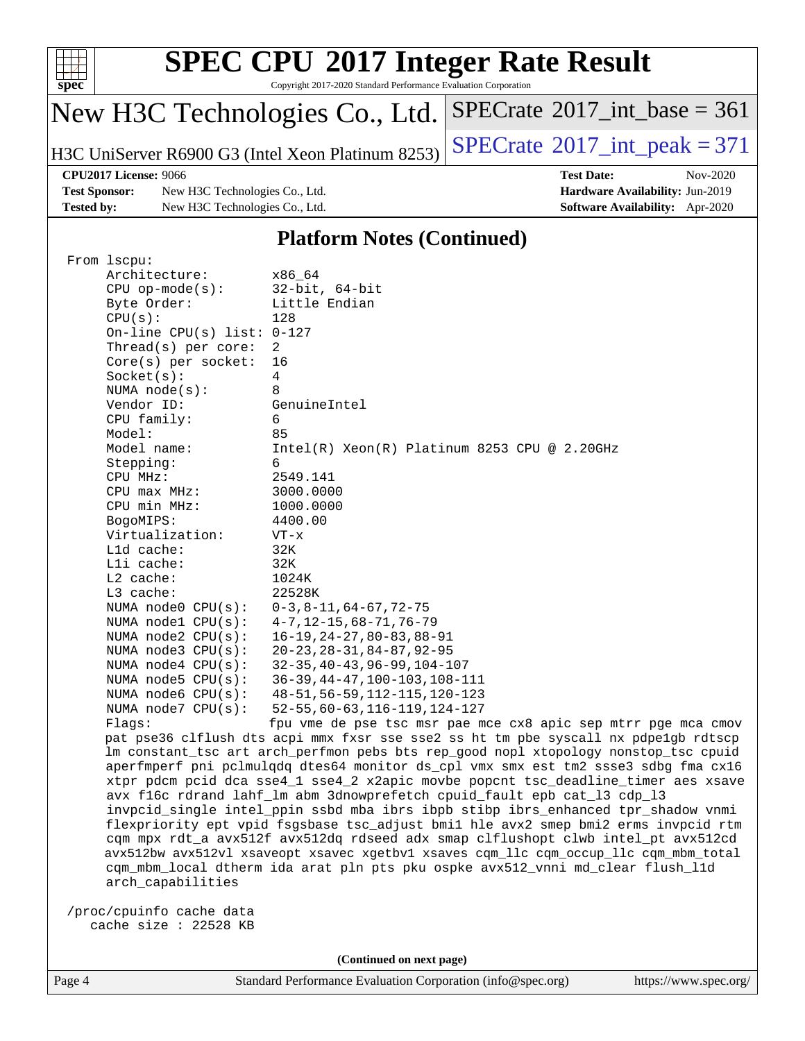## Platform Notes (Continued)

```
From lscpu:
     Architecture:          x86_64
     CPU op-mode(s):        32-bit, 64-bit
     Byte Order:            Little Endian
     CPU(s):                128
     On-line CPU(s) list: 0-127
     Thread(s) per core:  2
     Core(s) per socket:  16
     Socket(s):             4
     NUMA node(s):          8
     Vendor ID:             GenuineIntel
     CPU family:            6
     Model:                 85
     Model name:            Intel(R) Xeon(R) Platinum 8253 CPU @ 2.20GHz
     Stepping:              6
     CPU MHz:               2549.141
     CPU max MHz:           3000.0000
     CPU min MHz:           1000.0000
     BogoMIPS:              4400.00
     Virtualization:        VT-x
     L1d cache:             32K
     L1i cache:             32K
     L2 cache:              1024K
     L3 cache:              22528K
     NUMA node0 CPU(s):     0-3,8-11,64-67,72-75
     NUMA node1 CPU(s):     4-7,12-15,68-71,76-79
     NUMA node2 CPU(s):     16-19,24-27,80-83,88-91
     NUMA node3 CPU(s):     20-23,28-31,84-87,92-95
     NUMA node4 CPU(s):     32-35,40-43,96-99,104-107
     NUMA node5 CPU(s):     36-39,44-47,100-103,108-111
     NUMA node6 CPU(s):     48-51,56-59,112-115,120-123
     NUMA node7 CPU(s):     52-55,60-63,116-119,124-127
     Flags:                 fpu vme de pse tsc msr pae mce cx8 apic sep mtrr pge mca cmov
     pat pse36 clflush dts acpi mmx fxsr sse sse2 ss ht tm pbe syscall nx pdpe1gb rdtscp
     lm constant_tsc art arch_perfmon pebs bts rep_good nopl xtopology nonstop_tsc cpuid
     aperfmperf pni pclmulqdq dtes64 monitor ds_cpl vmx smx est tm2 ssse3 sdbg fma cx16
     xtpr pdcm pcid dca sse4_1 sse4_2 x2apic movbe popcnt tsc_deadline_timer aes xsave
     avx f16c rdrand lahf_lm abm 3dnowprefetch cpuid_fault epb cat_l3 cdp_l3
     invpcid_single intel_ppin ssbd mba ibrs ibpb stibp ibrs_enhanced tpr_shadow vnmi
     flexpriority ept vpid fsgsbase tsc_adjust bmi1 hle avx2 smep bmi2 erms invpcid rtm
     cqm mpx rdt_a avx512f avx512dq rdseed adx smap clflushopt clwb intel_pt avx512cd
     avx512bw avx512vl xsaveopt xsavec xgetbv1 xsaves cqm_llc cqm_occup_llc cqm_mbm_total
     cqm_mbm_local dtherm ida arat pln pts pku ospke avx512_vnni md_clear flush_l1d
     arch_capabilities

 /proc/cpuinfo cache data
    cache size : 22528 KB
```

(Continued on next page)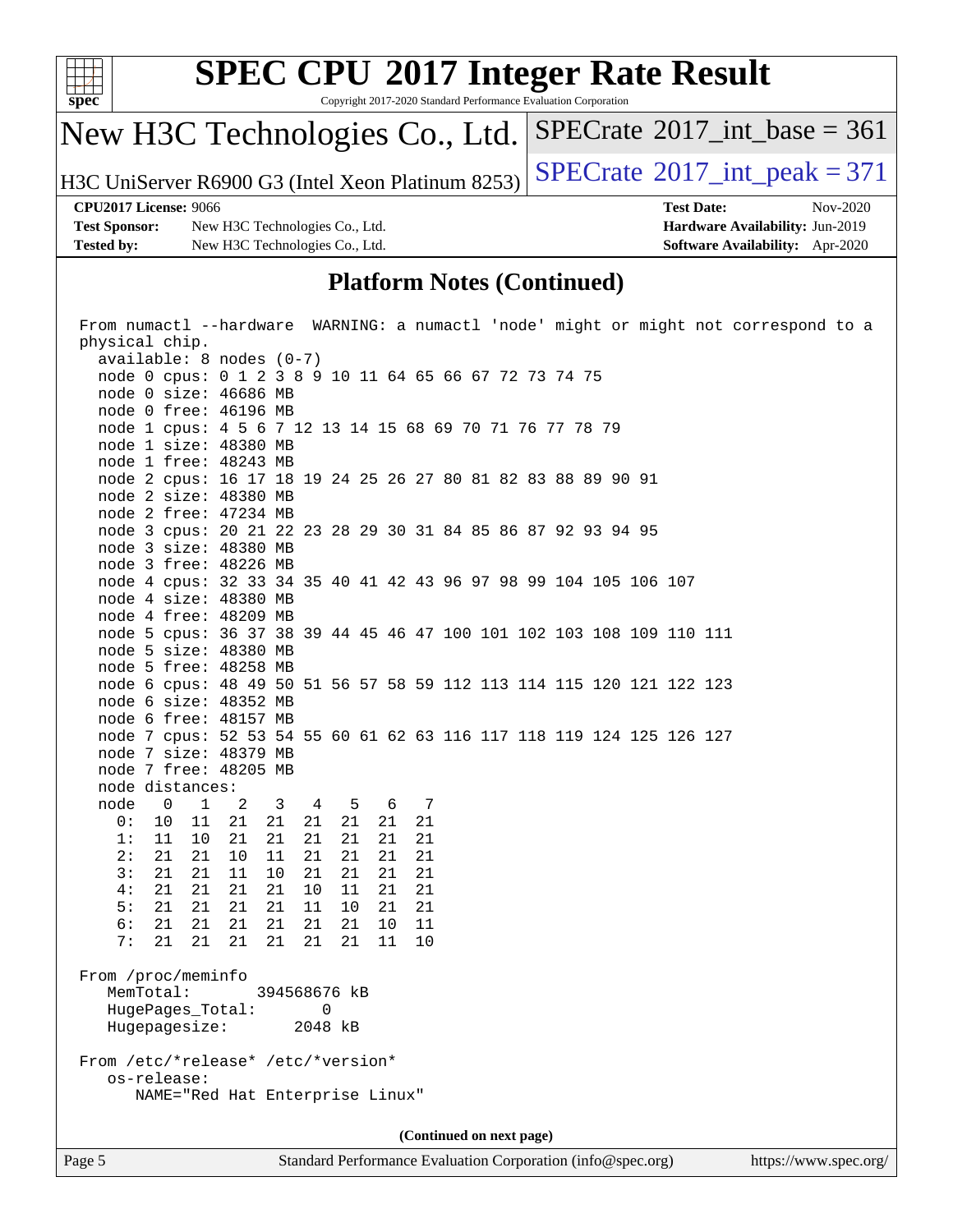# SPEC CPU 2017 Integer Rate Result

Copyright 2017-2020 Standard Performance Evaluation Corporation

## New H3C Technologies Co., Ltd.

H3C UniServer R6900 G3 (Intel Xeon Platinum 8253)

SPECrate 2017_int_base = 361

SPECrate 2017_int_peak = 371

**CPU2017 License:** 9066
**Test Sponsor:** New H3C Technologies Co., Ltd.
**Tested by:** New H3C Technologies Co., Ltd.

**Test Date:** Nov-2020
**Hardware Availability:** Jun-2019
**Software Availability:** Apr-2020

## Platform Notes (Continued)

```
From numactl --hardware  WARNING: a numactl 'node' might or might not correspond to a
physical chip.
  available: 8 nodes (0-7)
  node 0 cpus: 0 1 2 3 8 9 10 11 64 65 66 67 72 73 74 75
  node 0 size: 46686 MB
  node 0 free: 46196 MB
  node 1 cpus: 4 5 6 7 12 13 14 15 68 69 70 71 76 77 78 79
  node 1 size: 48380 MB
  node 1 free: 48243 MB
  node 2 cpus: 16 17 18 19 24 25 26 27 80 81 82 83 88 89 90 91
  node 2 size: 48380 MB
  node 2 free: 47234 MB
  node 3 cpus: 20 21 22 23 28 29 30 31 84 85 86 87 92 93 94 95
  node 3 size: 48380 MB
  node 3 free: 48226 MB
  node 4 cpus: 32 33 34 35 40 41 42 43 96 97 98 99 104 105 106 107
  node 4 size: 48380 MB
  node 4 free: 48209 MB
  node 5 cpus: 36 37 38 39 44 45 46 47 100 101 102 103 108 109 110 111
  node 5 size: 48380 MB
  node 5 free: 48258 MB
  node 6 cpus: 48 49 50 51 56 57 58 59 112 113 114 115 120 121 122 123
  node 6 size: 48352 MB
  node 6 free: 48157 MB
  node 7 cpus: 52 53 54 55 60 61 62 63 116 117 118 119 124 125 126 127
  node 7 size: 48379 MB
  node 7 free: 48205 MB
  node distances:
  node   0   1   2   3   4   5   6   7
    0:  10  11  21  21  21  21  21  21
    1:  11  10  21  21  21  21  21  21
    2:  21  21  10  11  21  21  21  21
    3:  21  21  11  10  21  21  21  21
    4:  21  21  21  21  10  11  21  21
    5:  21  21  21  21  11  10  21  21
    6:  21  21  21  21  21  21  10  11
    7:  21  21  21  21  21  21  11  10

From /proc/meminfo
   MemTotal:       394568676 kB
   HugePages_Total:       0
   Hugepagesize:       2048 kB

From /etc/*release* /etc/*version*
   os-release:
      NAME="Red Hat Enterprise Linux"
```

**(Continued on next page)**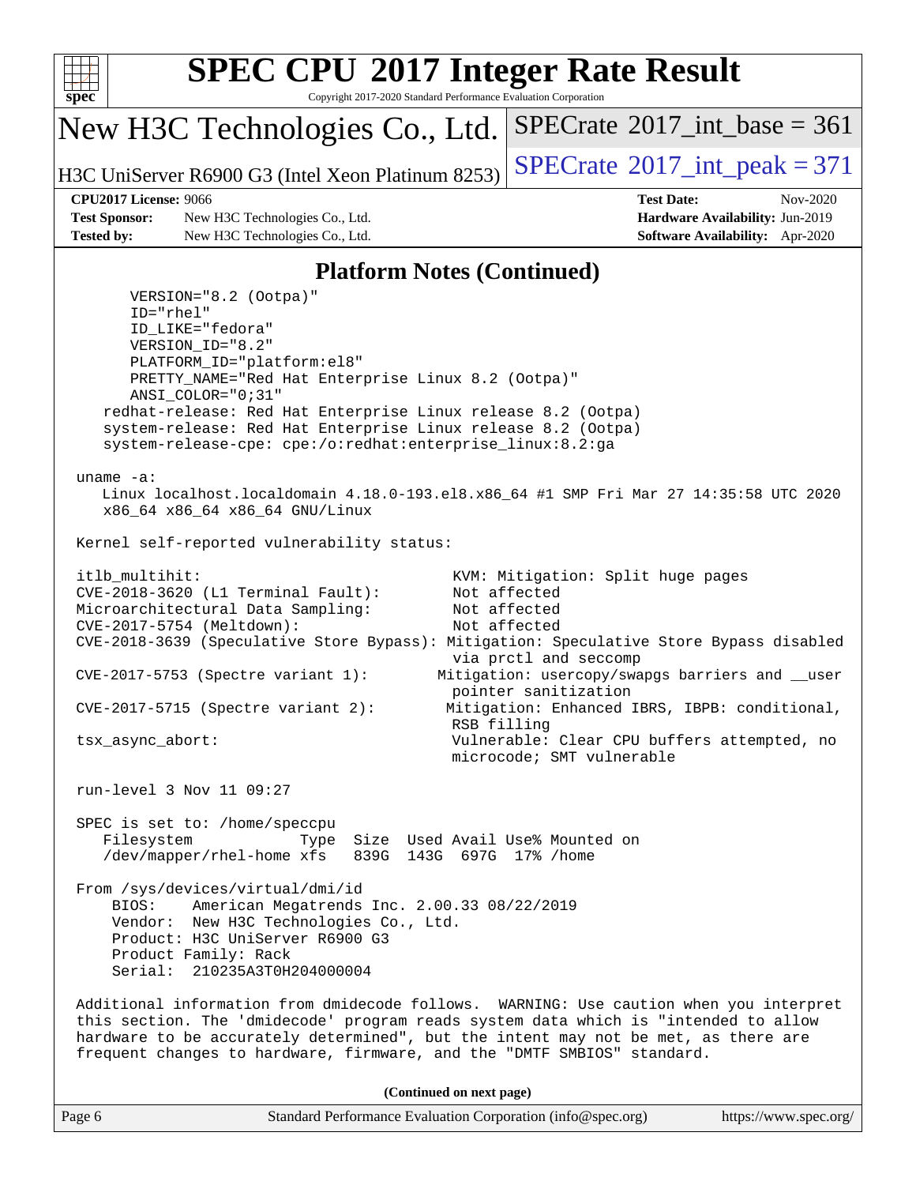## Platform Notes (Continued)

```
      VERSION="8.2 (Ootpa)"
      ID="rhel"
      ID_LIKE="fedora"
      VERSION_ID="8.2"
      PLATFORM_ID="platform:el8"
      PRETTY_NAME="Red Hat Enterprise Linux 8.2 (Ootpa)"
      ANSI_COLOR="0;31"
    redhat-release: Red Hat Enterprise Linux release 8.2 (Ootpa)
    system-release: Red Hat Enterprise Linux release 8.2 (Ootpa)
    system-release-cpe: cpe:/o:redhat:enterprise_linux:8.2:ga

 uname -a:
    Linux localhost.localdomain 4.18.0-193.el8.x86_64 #1 SMP Fri Mar 27 14:35:58 UTC 2020
    x86_64 x86_64 x86_64 GNU/Linux

 Kernel self-reported vulnerability status:

 itlb_multihit:                                    KVM: Mitigation: Split huge pages
 CVE-2018-3620 (L1 Terminal Fault):               Not affected
 Microarchitectural Data Sampling:                Not affected
 CVE-2017-5754 (Meltdown):                        Not affected
 CVE-2018-3639 (Speculative Store Bypass): Mitigation: Speculative Store Bypass disabled
                                                   via prctl and seccomp
 CVE-2017-5753 (Spectre variant 1):              Mitigation: usercopy/swapgs barriers and __user
                                                   pointer sanitization
 CVE-2017-5715 (Spectre variant 2):               Mitigation: Enhanced IBRS, IBPB: conditional,
                                                   RSB filling
 tsx_async_abort:                                  Vulnerable: Clear CPU buffers attempted, no
                                                   microcode; SMT vulnerable

 run-level 3 Nov 11 09:27

 SPEC is set to: /home/speccpu
    Filesystem            Type  Size  Used Avail Use% Mounted on
    /dev/mapper/rhel-home xfs   839G  143G  697G  17% /home

 From /sys/devices/virtual/dmi/id
     BIOS:    American Megatrends Inc. 2.00.33 08/22/2019
     Vendor:  New H3C Technologies Co., Ltd.
     Product: H3C UniServer R6900 G3
     Product Family: Rack
     Serial:  210235A3T0H204000004

 Additional information from dmidecode follows.  WARNING: Use caution when you interpret
 this section. The 'dmidecode' program reads system data which is "intended to allow
 hardware to be accurately determined", but the intent may not be met, as there are
 frequent changes to hardware, firmware, and the "DMTF SMBIOS" standard.
```

**(Continued on next page)**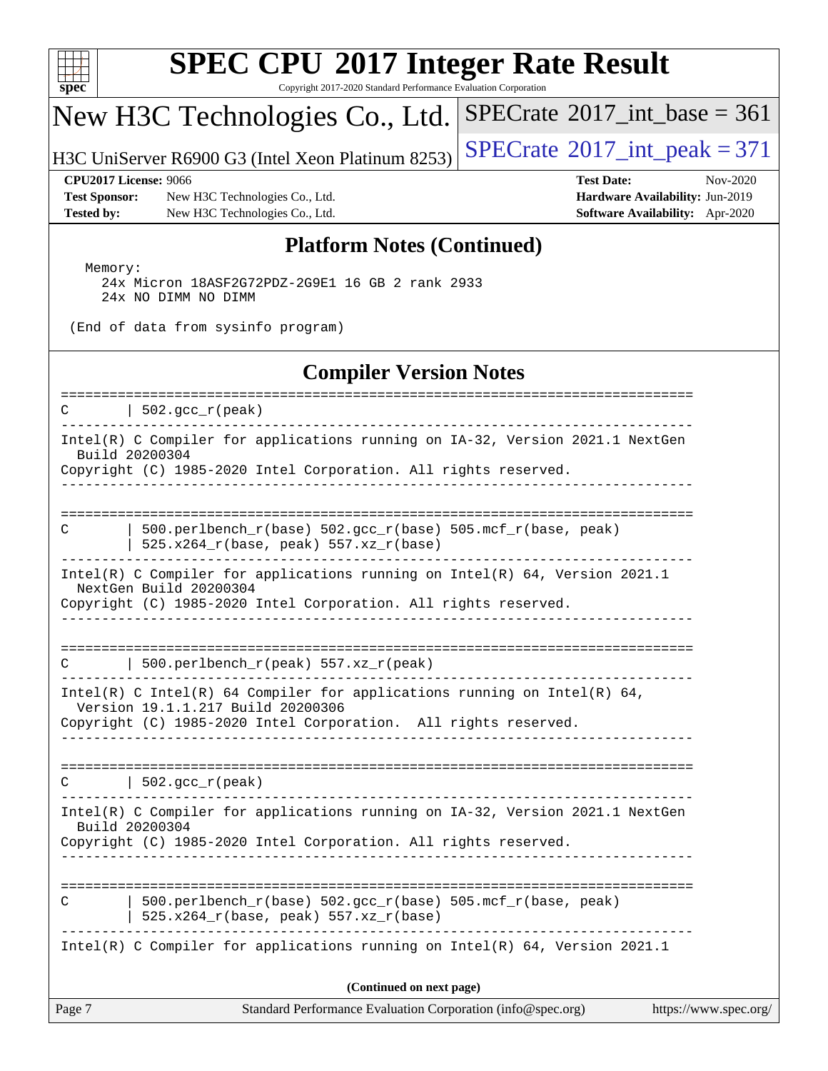## Platform Notes (Continued)

```
 Memory:
   24x Micron 18ASF2G72PDZ-2G9E1 16 GB 2 rank 2933
   24x NO DIMM NO DIMM

(End of data from sysinfo program)
```

## Compiler Version Notes

```
==============================================================================
C       | 502.gcc_r(peak)
------------------------------------------------------------------------------
Intel(R) C Compiler for applications running on IA-32, Version 2021.1 NextGen
  Build 20200304
Copyright (C) 1985-2020 Intel Corporation. All rights reserved.
------------------------------------------------------------------------------

==============================================================================
C       | 500.perlbench_r(base) 502.gcc_r(base) 505.mcf_r(base, peak)
        | 525.x264_r(base, peak) 557.xz_r(base)
------------------------------------------------------------------------------
Intel(R) C Compiler for applications running on Intel(R) 64, Version 2021.1
  NextGen Build 20200304
Copyright (C) 1985-2020 Intel Corporation. All rights reserved.
------------------------------------------------------------------------------

==============================================================================
C       | 500.perlbench_r(peak) 557.xz_r(peak)
------------------------------------------------------------------------------
Intel(R) C Intel(R) 64 Compiler for applications running on Intel(R) 64,
  Version 19.1.1.217 Build 20200306
Copyright (C) 1985-2020 Intel Corporation.  All rights reserved.
------------------------------------------------------------------------------

==============================================================================
C       | 502.gcc_r(peak)
------------------------------------------------------------------------------
Intel(R) C Compiler for applications running on IA-32, Version 2021.1 NextGen
  Build 20200304
Copyright (C) 1985-2020 Intel Corporation. All rights reserved.
------------------------------------------------------------------------------

==============================================================================
C       | 500.perlbench_r(base) 502.gcc_r(base) 505.mcf_r(base, peak)
        | 525.x264_r(base, peak) 557.xz_r(base)
------------------------------------------------------------------------------
Intel(R) C Compiler for applications running on Intel(R) 64, Version 2021.1
```

**(Continued on next page)**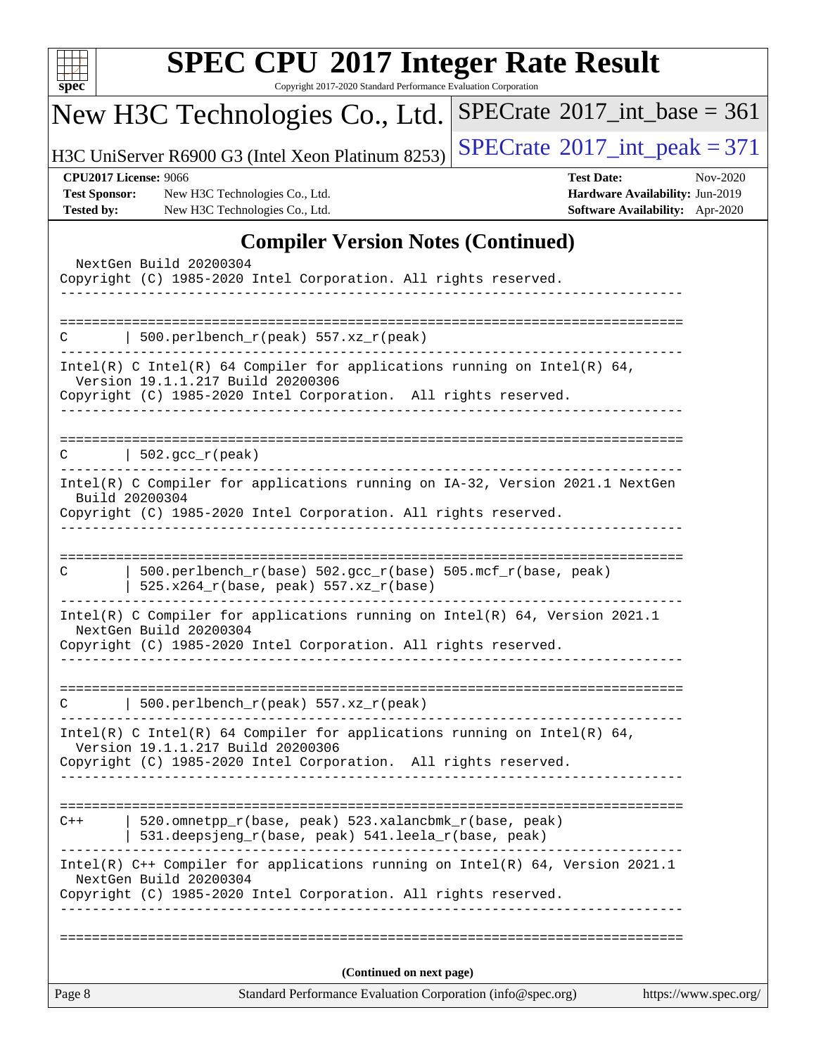## Compiler Version Notes (Continued)

```
  NextGen Build 20200304
Copyright (C) 1985-2020 Intel Corporation. All rights reserved.
------------------------------------------------------------------------------

==============================================================================
C       | 500.perlbench_r(peak) 557.xz_r(peak)
------------------------------------------------------------------------------
Intel(R) C Intel(R) 64 Compiler for applications running on Intel(R) 64,
  Version 19.1.1.217 Build 20200306
Copyright (C) 1985-2020 Intel Corporation.  All rights reserved.
------------------------------------------------------------------------------

==============================================================================
C       | 502.gcc_r(peak)
------------------------------------------------------------------------------
Intel(R) C Compiler for applications running on IA-32, Version 2021.1 NextGen
  Build 20200304
Copyright (C) 1985-2020 Intel Corporation. All rights reserved.
------------------------------------------------------------------------------

==============================================================================
C       | 500.perlbench_r(base) 502.gcc_r(base) 505.mcf_r(base, peak)
        | 525.x264_r(base, peak) 557.xz_r(base)
------------------------------------------------------------------------------
Intel(R) C Compiler for applications running on Intel(R) 64, Version 2021.1
  NextGen Build 20200304
Copyright (C) 1985-2020 Intel Corporation. All rights reserved.
------------------------------------------------------------------------------

==============================================================================
C       | 500.perlbench_r(peak) 557.xz_r(peak)
------------------------------------------------------------------------------
Intel(R) C Intel(R) 64 Compiler for applications running on Intel(R) 64,
  Version 19.1.1.217 Build 20200306
Copyright (C) 1985-2020 Intel Corporation.  All rights reserved.
------------------------------------------------------------------------------

==============================================================================
C++     | 520.omnetpp_r(base, peak) 523.xalancbmk_r(base, peak)
        | 531.deepsjeng_r(base, peak) 541.leela_r(base, peak)
------------------------------------------------------------------------------
Intel(R) C++ Compiler for applications running on Intel(R) 64, Version 2021.1
  NextGen Build 20200304
Copyright (C) 1985-2020 Intel Corporation. All rights reserved.
------------------------------------------------------------------------------

==============================================================================
```

**(Continued on next page)**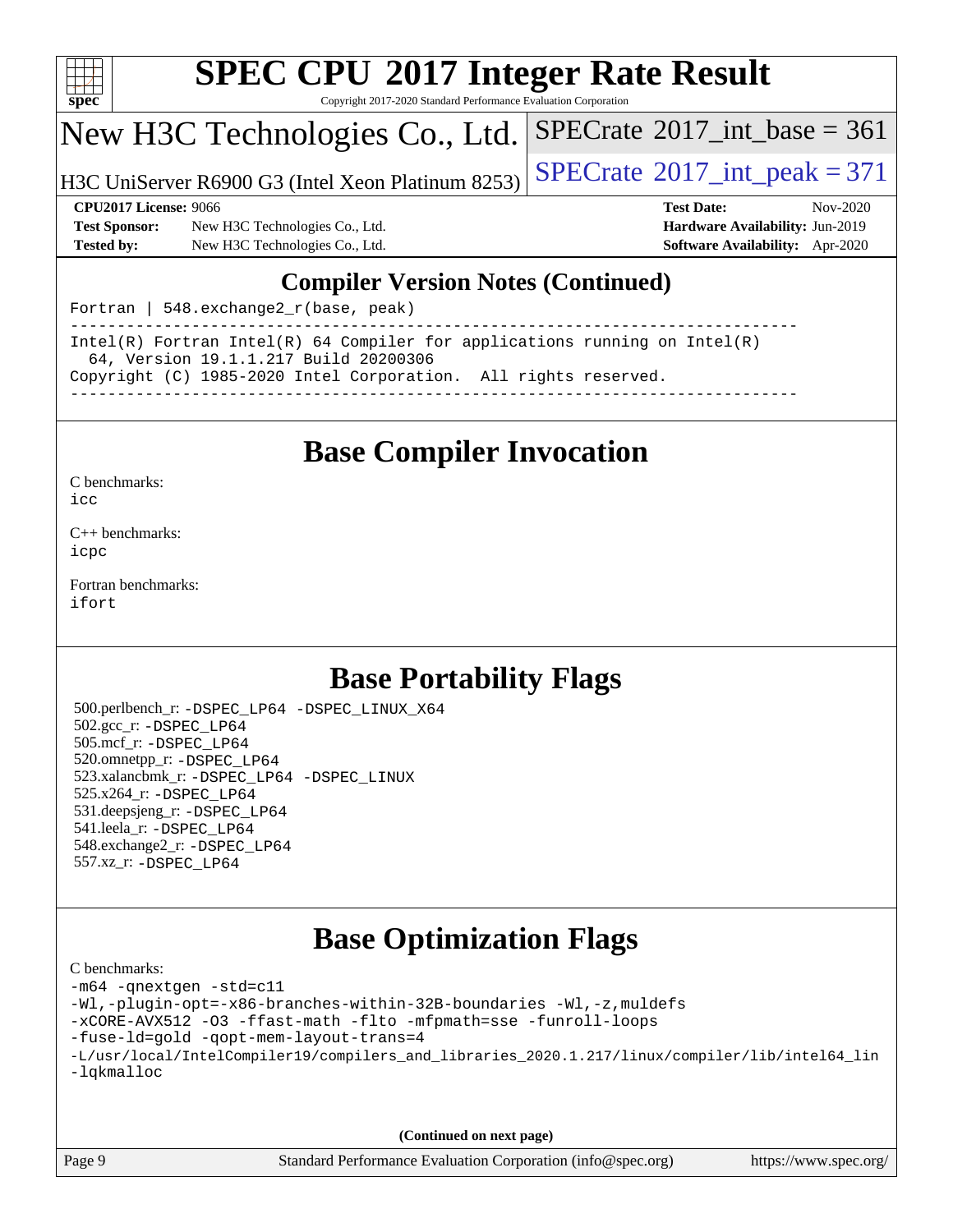## Compiler Version Notes (Continued)

```
Fortran | 548.exchange2_r(base, peak)
------------------------------------------------------------------------------
Intel(R) Fortran Intel(R) 64 Compiler for applications running on Intel(R)
  64, Version 19.1.1.217 Build 20200306
Copyright (C) 1985-2020 Intel Corporation.  All rights reserved.
------------------------------------------------------------------------------
```

# Base Compiler Invocation

C benchmarks:
icc

C++ benchmarks:
icpc

Fortran benchmarks:
ifort

# Base Portability Flags

500.perlbench_r: -DSPEC_LP64 -DSPEC_LINUX_X64
502.gcc_r: -DSPEC_LP64
505.mcf_r: -DSPEC_LP64
520.omnetpp_r: -DSPEC_LP64
523.xalancbmk_r: -DSPEC_LP64 -DSPEC_LINUX
525.x264_r: -DSPEC_LP64
531.deepsjeng_r: -DSPEC_LP64
541.leela_r: -DSPEC_LP64
548.exchange2_r: -DSPEC_LP64
557.xz_r: -DSPEC_LP64

# Base Optimization Flags

C benchmarks:

```
-m64 -qnextgen -std=c11
-Wl,-plugin-opt=-x86-branches-within-32B-boundaries -Wl,-z,muldefs
-xCORE-AVX512 -O3 -ffast-math -flto -mfpmath=sse -funroll-loops
-fuse-ld=gold -qopt-mem-layout-trans=4
-L/usr/local/IntelCompiler19/compilers_and_libraries_2020.1.217/linux/compiler/lib/intel64_lin
-lqkmalloc
```

**(Continued on next page)**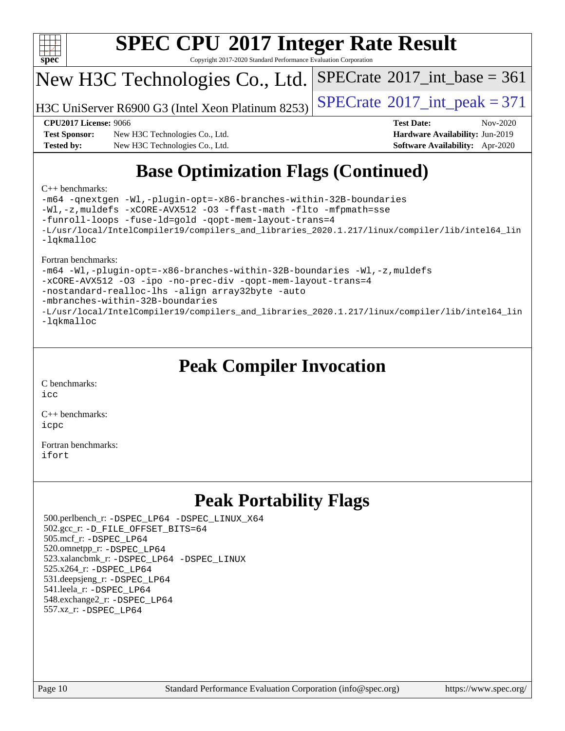# Base Optimization Flags (Continued)

C++ benchmarks:

```
-m64 -qnextgen -Wl,-plugin-opt=-x86-branches-within-32B-boundaries
-Wl,-z,muldefs -xCORE-AVX512 -O3 -ffast-math -flto -mfpmath=sse
-funroll-loops -fuse-ld=gold -qopt-mem-layout-trans=4
-L/usr/local/IntelCompiler19/compilers_and_libraries_2020.1.217/linux/compiler/lib/intel64_lin
-lqkmalloc
```

Fortran benchmarks:

```
-m64 -Wl,-plugin-opt=-x86-branches-within-32B-boundaries -Wl,-z,muldefs
-xCORE-AVX512 -O3 -ipo -no-prec-div -qopt-mem-layout-trans=4
-nostandard-realloc-lhs -align array32byte -auto
-mbranches-within-32B-boundaries
-L/usr/local/IntelCompiler19/compilers_and_libraries_2020.1.217/linux/compiler/lib/intel64_lin
-lqkmalloc
```

# Peak Compiler Invocation

C benchmarks:
icc

C++ benchmarks:
icpc

Fortran benchmarks:
ifort

# Peak Portability Flags

500.perlbench_r: -DSPEC_LP64 -DSPEC_LINUX_X64
502.gcc_r: -D_FILE_OFFSET_BITS=64
505.mcf_r: -DSPEC_LP64
520.omnetpp_r: -DSPEC_LP64
523.xalancbmk_r: -DSPEC_LP64 -DSPEC_LINUX
525.x264_r: -DSPEC_LP64
531.deepsjeng_r: -DSPEC_LP64
541.leela_r: -DSPEC_LP64
548.exchange2_r: -DSPEC_LP64
557.xz_r: -DSPEC_LP64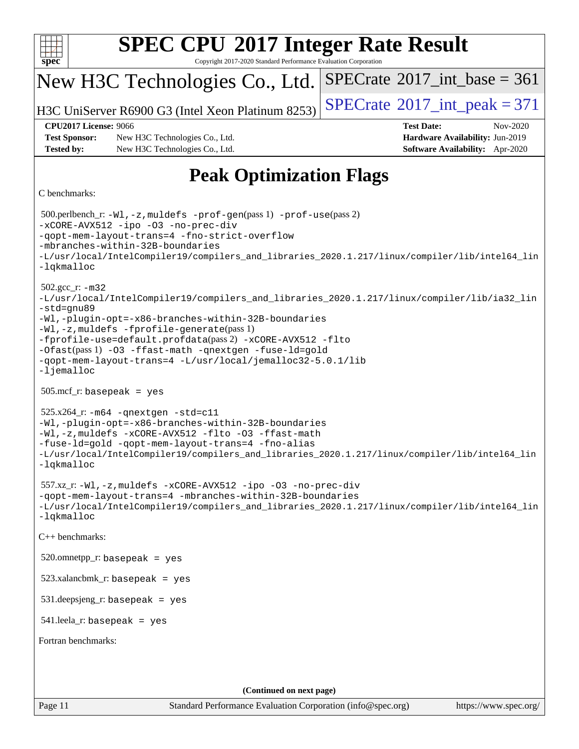# Peak Optimization Flags

C benchmarks:

500.perlbench_r: -Wl,-z,muldefs -prof-gen(pass 1) -prof-use(pass 2) -xCORE-AVX512 -ipo -O3 -no-prec-div -qopt-mem-layout-trans=4 -fno-strict-overflow -mbranches-within-32B-boundaries -L/usr/local/IntelCompiler19/compilers_and_libraries_2020.1.217/linux/compiler/lib/intel64_lin -lqkmalloc

502.gcc_r: -m32 -L/usr/local/IntelCompiler19/compilers_and_libraries_2020.1.217/linux/compiler/lib/ia32_lin -std=gnu89 -Wl,-plugin-opt=-x86-branches-within-32B-boundaries -Wl,-z,muldefs -fprofile-generate(pass 1) -fprofile-use=default.profdata(pass 2) -xCORE-AVX512 -flto -Ofast(pass 1) -O3 -ffast-math -qnextgen -fuse-ld=gold -qopt-mem-layout-trans=4 -L/usr/local/jemalloc32-5.0.1/lib -ljemalloc

505.mcf_r: basepeak = yes

525.x264_r: -m64 -qnextgen -std=c11 -Wl,-plugin-opt=-x86-branches-within-32B-boundaries -Wl,-z,muldefs -xCORE-AVX512 -flto -O3 -ffast-math -fuse-ld=gold -qopt-mem-layout-trans=4 -fno-alias -L/usr/local/IntelCompiler19/compilers_and_libraries_2020.1.217/linux/compiler/lib/intel64_lin -lqkmalloc

557.xz_r: -Wl,-z,muldefs -xCORE-AVX512 -ipo -O3 -no-prec-div -qopt-mem-layout-trans=4 -mbranches-within-32B-boundaries -L/usr/local/IntelCompiler19/compilers_and_libraries_2020.1.217/linux/compiler/lib/intel64_lin -lqkmalloc

C++ benchmarks:

520.omnetpp_r: basepeak = yes

523.xalancbmk_r: basepeak = yes

531.deepsjeng_r: basepeak = yes

541.leela_r: basepeak = yes

Fortran benchmarks:

**(Continued on next page)**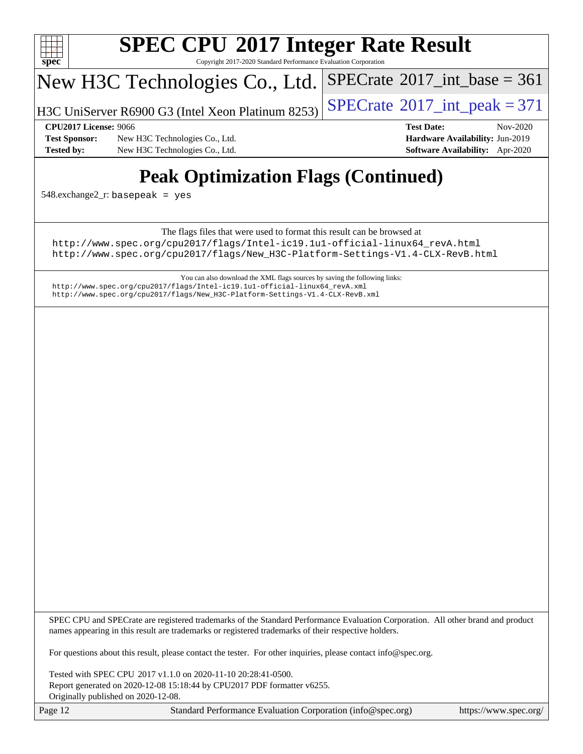# Peak Optimization Flags (Continued)

548.exchange2_r: basepeak = yes

The flags files that were used to format this result can be browsed at
http://www.spec.org/cpu2017/flags/Intel-ic19.1u1-official-linux64_revA.html
http://www.spec.org/cpu2017/flags/New_H3C-Platform-Settings-V1.4-CLX-RevB.html

You can also download the XML flags sources by saving the following links:
http://www.spec.org/cpu2017/flags/Intel-ic19.1u1-official-linux64_revA.xml
http://www.spec.org/cpu2017/flags/New_H3C-Platform-Settings-V1.4-CLX-RevB.xml

SPEC CPU and SPECrate are registered trademarks of the Standard Performance Evaluation Corporation. All other brand and product names appearing in this result are trademarks or registered trademarks of their respective holders.

For questions about this result, please contact the tester. For other inquiries, please contact info@spec.org.

Tested with SPEC CPU 2017 v1.1.0 on 2020-11-10 20:28:41-0500.
Report generated on 2020-12-08 15:18:44 by CPU2017 PDF formatter v6255.
Originally published on 2020-12-08.